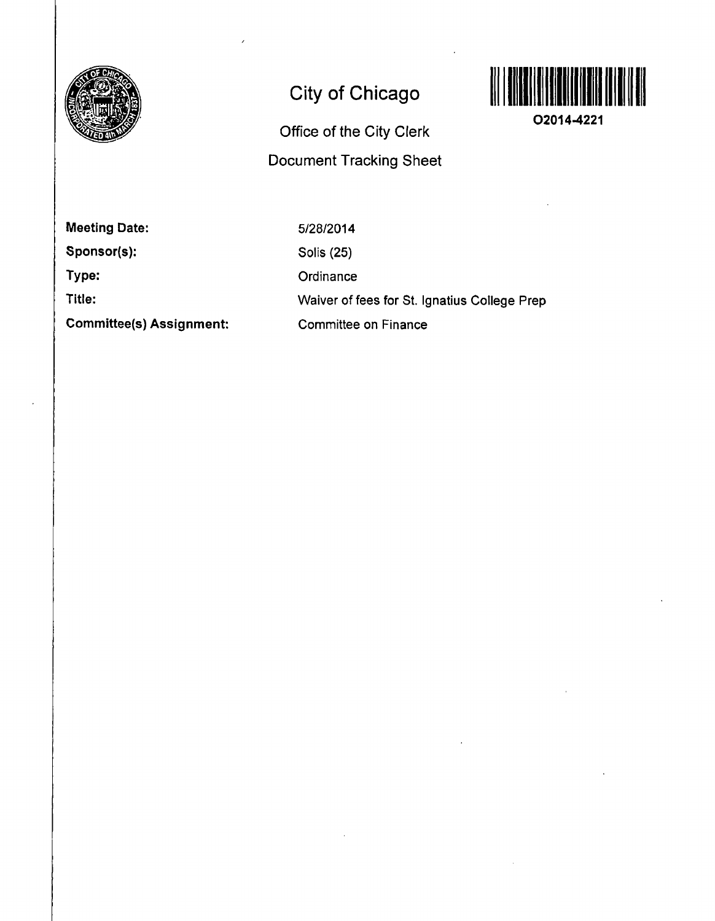# City of Chicago

O2014-4221

Office of the City Clerk

Document Tracking Sheet

**Meeting Date:** 5/28/2014

**Sponsor(s):** Solis (25)

**Type:** Ordinance

**Title:** Waiver of fees for St. Ignatius College Prep

**Committee(s) Assignment:** Committee on Finance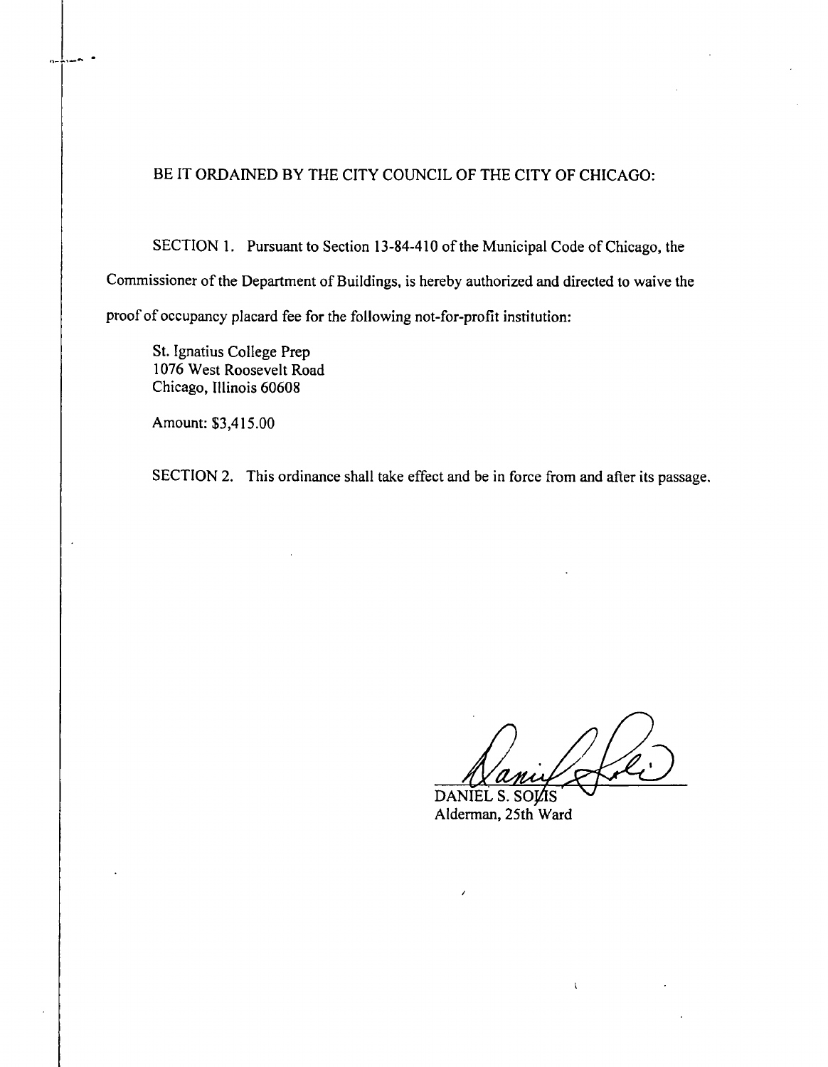BE IT ORDAINED BY THE CITY COUNCIL OF THE CITY OF CHICAGO:

SECTION 1. Pursuant to Section 13-84-410 of the Municipal Code of Chicago, the Commissioner of the Department of Buildings, is hereby authorized and directed to waive the proof of occupancy placard fee for the following not-for-profit institution:

St. Ignatius College Prep
1076 West Roosevelt Road
Chicago, Illinois 60608

Amount: $3,415.00

SECTION 2. This ordinance shall take effect and be in force from and after its passage.

DANIEL S. SOLIS
Alderman, 25th Ward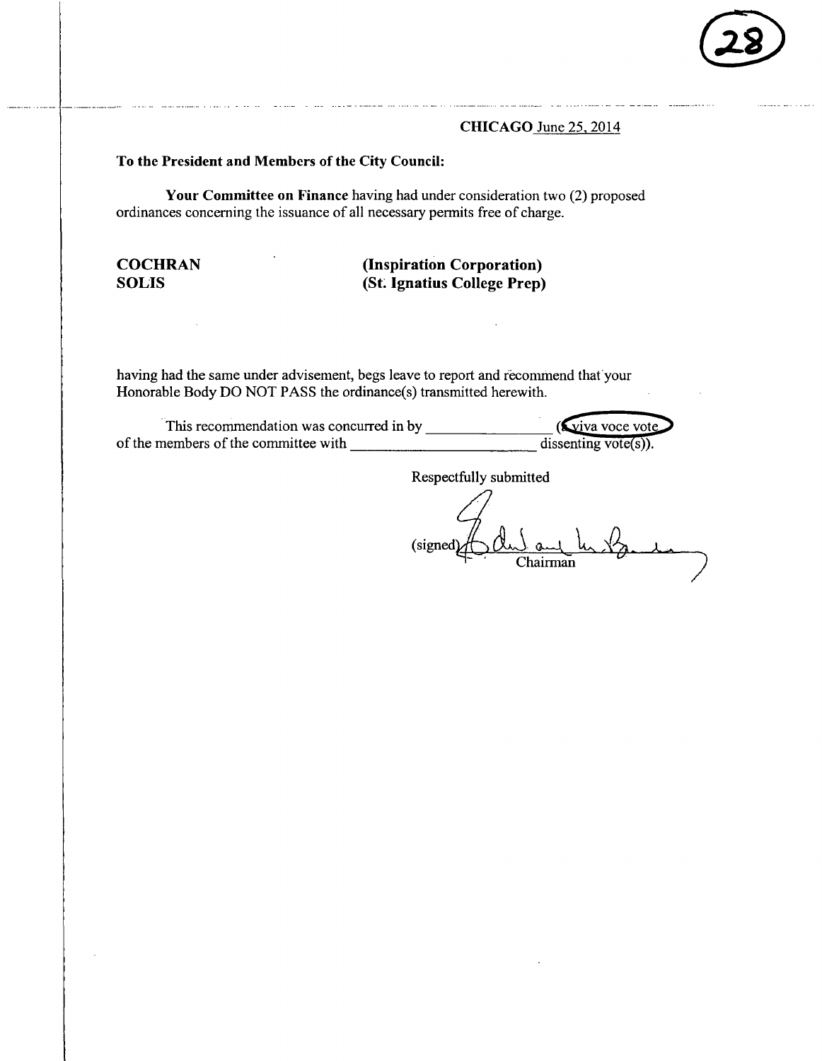(28)

CHICAGO June 25, 2014

**To the President and Members of the City Council:**

**Your Committee on Finance** having had under consideration two (2) proposed ordinances concerning the issuance of all necessary permits free of charge.

| | |
|---|---|
| **COCHRAN** | **(Inspiration Corporation)** |
| **SOLIS** | **(St. Ignatius College Prep)** |

having had the same under advisement, begs leave to report and recommend that your Honorable Body DO NOT PASS the ordinance(s) transmitted herewith.

This recommendation was concurred in by \_\_\_\_\_\_\_\_\_\_\_\_\_\_\_\_ (a viva voce vote of the members of the committee with \_\_\_\_\_\_\_\_\_\_\_\_\_\_\_\_\_\_\_\_\_\_\_\_ dissenting vote(s)).

Respectfully submitted

(signed) Edward M. Burke
Chairman